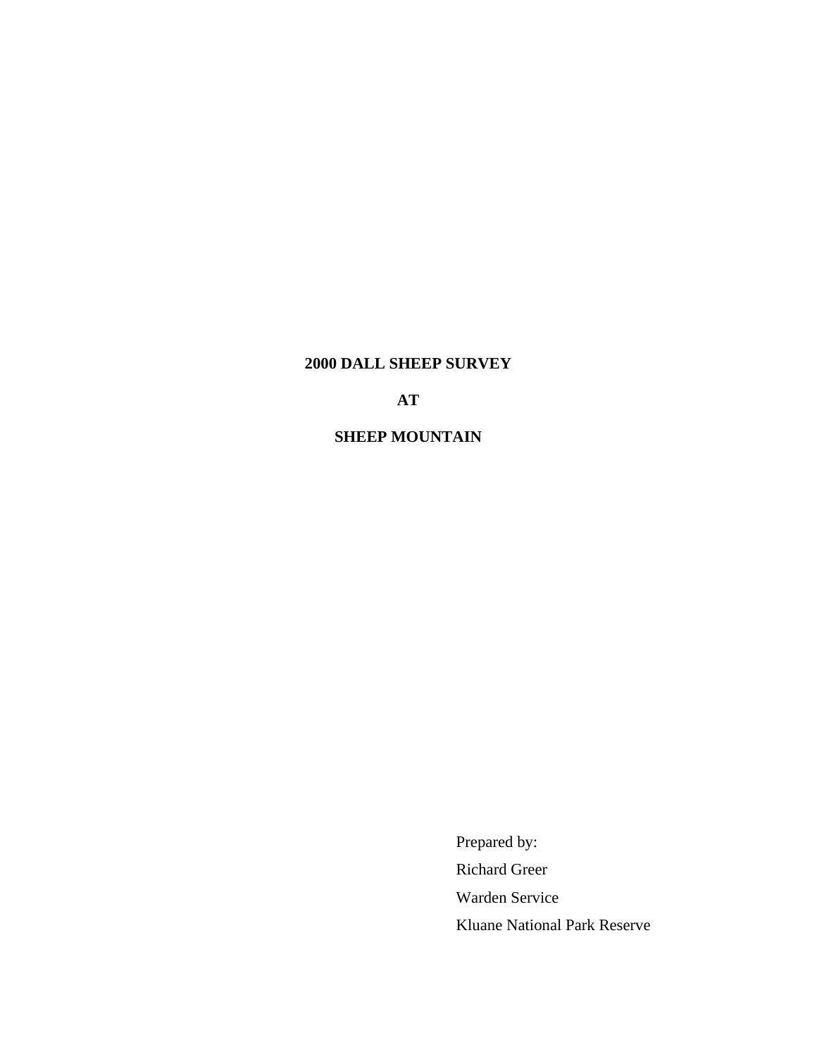# 2000 DALL SHEEP SURVEY

# AT

# SHEEP MOUNTAIN

Prepared by:

Richard Greer

Warden Service

Kluane National Park Reserve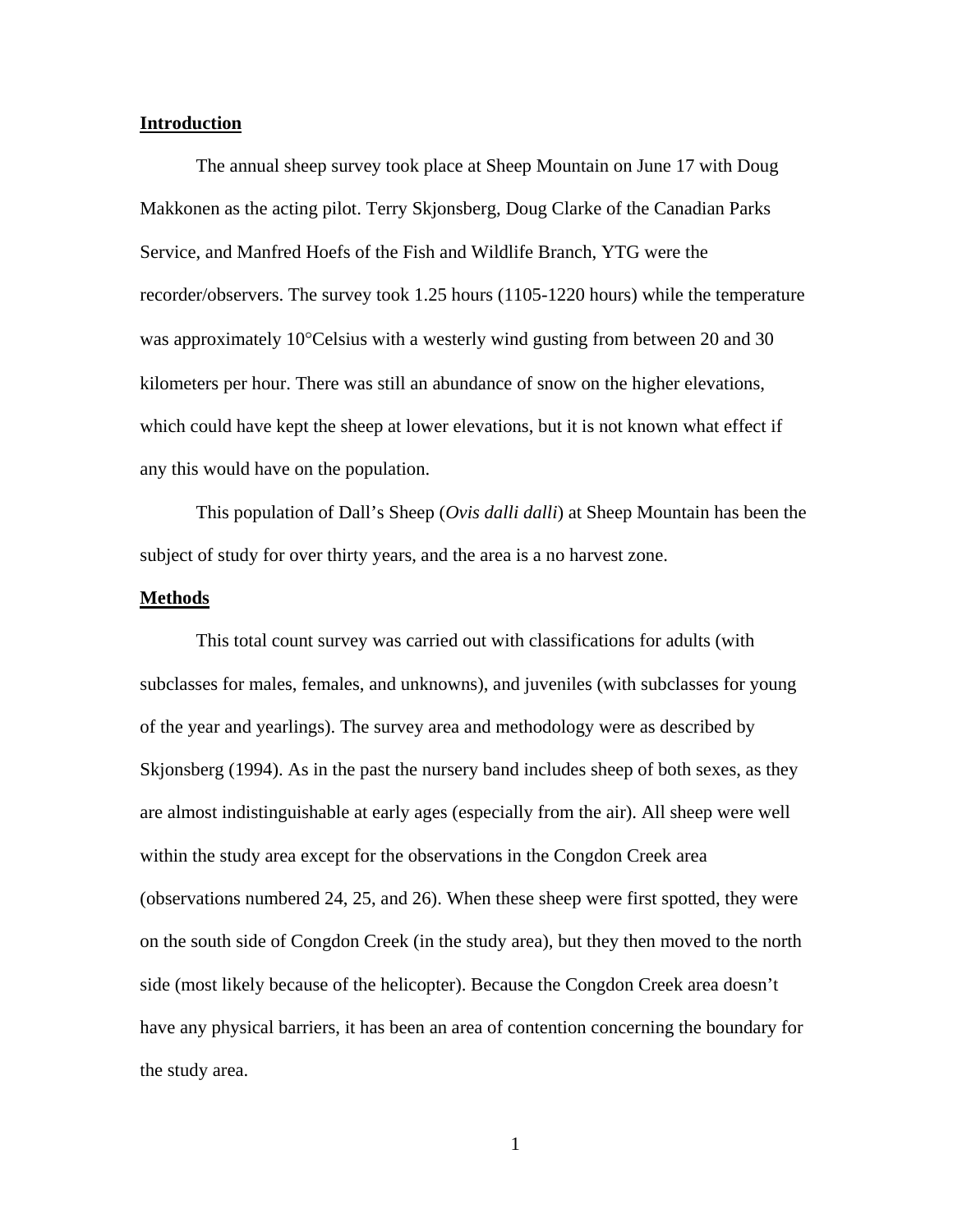## Introduction

The annual sheep survey took place at Sheep Mountain on June 17 with Doug Makkonen as the acting pilot. Terry Skjonsberg, Doug Clarke of the Canadian Parks Service, and Manfred Hoefs of the Fish and Wildlife Branch, YTG were the recorder/observers. The survey took 1.25 hours (1105-1220 hours) while the temperature was approximately 10°Celsius with a westerly wind gusting from between 20 and 30 kilometers per hour. There was still an abundance of snow on the higher elevations, which could have kept the sheep at lower elevations, but it is not known what effect if any this would have on the population.

This population of Dall's Sheep (*Ovis dalli dalli*) at Sheep Mountain has been the subject of study for over thirty years, and the area is a no harvest zone.

## Methods

This total count survey was carried out with classifications for adults (with subclasses for males, females, and unknowns), and juveniles (with subclasses for young of the year and yearlings). The survey area and methodology were as described by Skjonsberg (1994). As in the past the nursery band includes sheep of both sexes, as they are almost indistinguishable at early ages (especially from the air). All sheep were well within the study area except for the observations in the Congdon Creek area (observations numbered 24, 25, and 26). When these sheep were first spotted, they were on the south side of Congdon Creek (in the study area), but they then moved to the north side (most likely because of the helicopter). Because the Congdon Creek area doesn't have any physical barriers, it has been an area of contention concerning the boundary for the study area.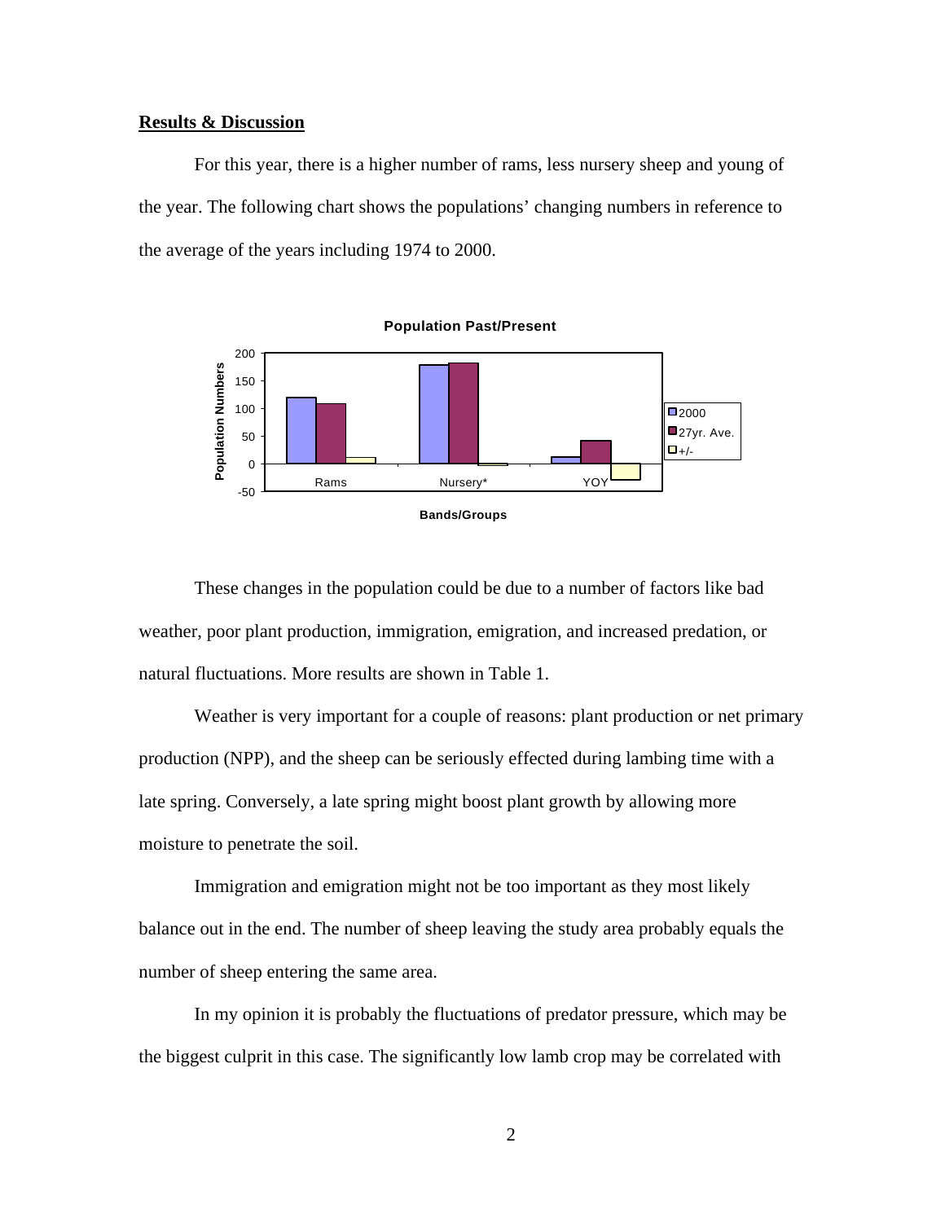## Results & Discussion

For this year, there is a higher number of rams, less nursery sheep and young of the year. The following chart shows the populations' changing numbers in reference to the average of the years including 1974 to 2000.

These changes in the population could be due to a number of factors like bad weather, poor plant production, immigration, emigration, and increased predation, or natural fluctuations. More results are shown in Table 1.

Weather is very important for a couple of reasons: plant production or net primary production (NPP), and the sheep can be seriously effected during lambing time with a late spring. Conversely, a late spring might boost plant growth by allowing more moisture to penetrate the soil.

Immigration and emigration might not be too important as they most likely balance out in the end. The number of sheep leaving the study area probably equals the number of sheep entering the same area.

In my opinion it is probably the fluctuations of predator pressure, which may be the biggest culprit in this case. The significantly low lamb crop may be correlated with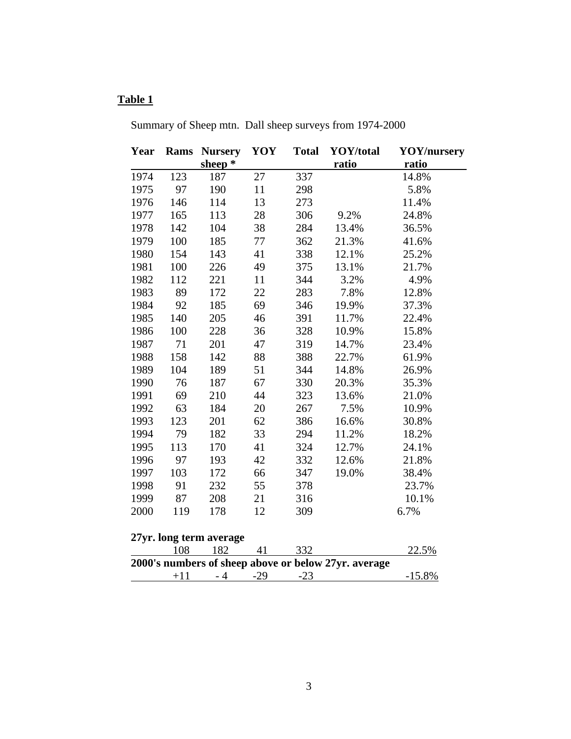**Table 1**

Summary of Sheep mtn. Dall sheep surveys from 1974-2000

| Year | Rams | Nursery sheep * | YOY | Total | YOY/total ratio | YOY/nursery ratio |
|---|---|---|---|---|---|---|
| 1974 | 123 | 187 | 27 | 337 | | 14.8% |
| 1975 | 97 | 190 | 11 | 298 | | 5.8% |
| 1976 | 146 | 114 | 13 | 273 | | 11.4% |
| 1977 | 165 | 113 | 28 | 306 | 9.2% | 24.8% |
| 1978 | 142 | 104 | 38 | 284 | 13.4% | 36.5% |
| 1979 | 100 | 185 | 77 | 362 | 21.3% | 41.6% |
| 1980 | 154 | 143 | 41 | 338 | 12.1% | 25.2% |
| 1981 | 100 | 226 | 49 | 375 | 13.1% | 21.7% |
| 1982 | 112 | 221 | 11 | 344 | 3.2% | 4.9% |
| 1983 | 89 | 172 | 22 | 283 | 7.8% | 12.8% |
| 1984 | 92 | 185 | 69 | 346 | 19.9% | 37.3% |
| 1985 | 140 | 205 | 46 | 391 | 11.7% | 22.4% |
| 1986 | 100 | 228 | 36 | 328 | 10.9% | 15.8% |
| 1987 | 71 | 201 | 47 | 319 | 14.7% | 23.4% |
| 1988 | 158 | 142 | 88 | 388 | 22.7% | 61.9% |
| 1989 | 104 | 189 | 51 | 344 | 14.8% | 26.9% |
| 1990 | 76 | 187 | 67 | 330 | 20.3% | 35.3% |
| 1991 | 69 | 210 | 44 | 323 | 13.6% | 21.0% |
| 1992 | 63 | 184 | 20 | 267 | 7.5% | 10.9% |
| 1993 | 123 | 201 | 62 | 386 | 16.6% | 30.8% |
| 1994 | 79 | 182 | 33 | 294 | 11.2% | 18.2% |
| 1995 | 113 | 170 | 41 | 324 | 12.7% | 24.1% |
| 1996 | 97 | 193 | 42 | 332 | 12.6% | 21.8% |
| 1997 | 103 | 172 | 66 | 347 | 19.0% | 38.4% |
| 1998 | 91 | 232 | 55 | 378 | | 23.7% |
| 1999 | 87 | 208 | 21 | 316 | | 10.1% |
| 2000 | 119 | 178 | 12 | 309 | | 6.7% |
| **27yr. long term average** | | | | | | |
| | 108 | 182 | 41 | 332 | | 22.5% |
| **2000's numbers of sheep above or below 27yr. average** | | | | | | |
| | +11 | - 4 | -29 | -23 | | -15.8% |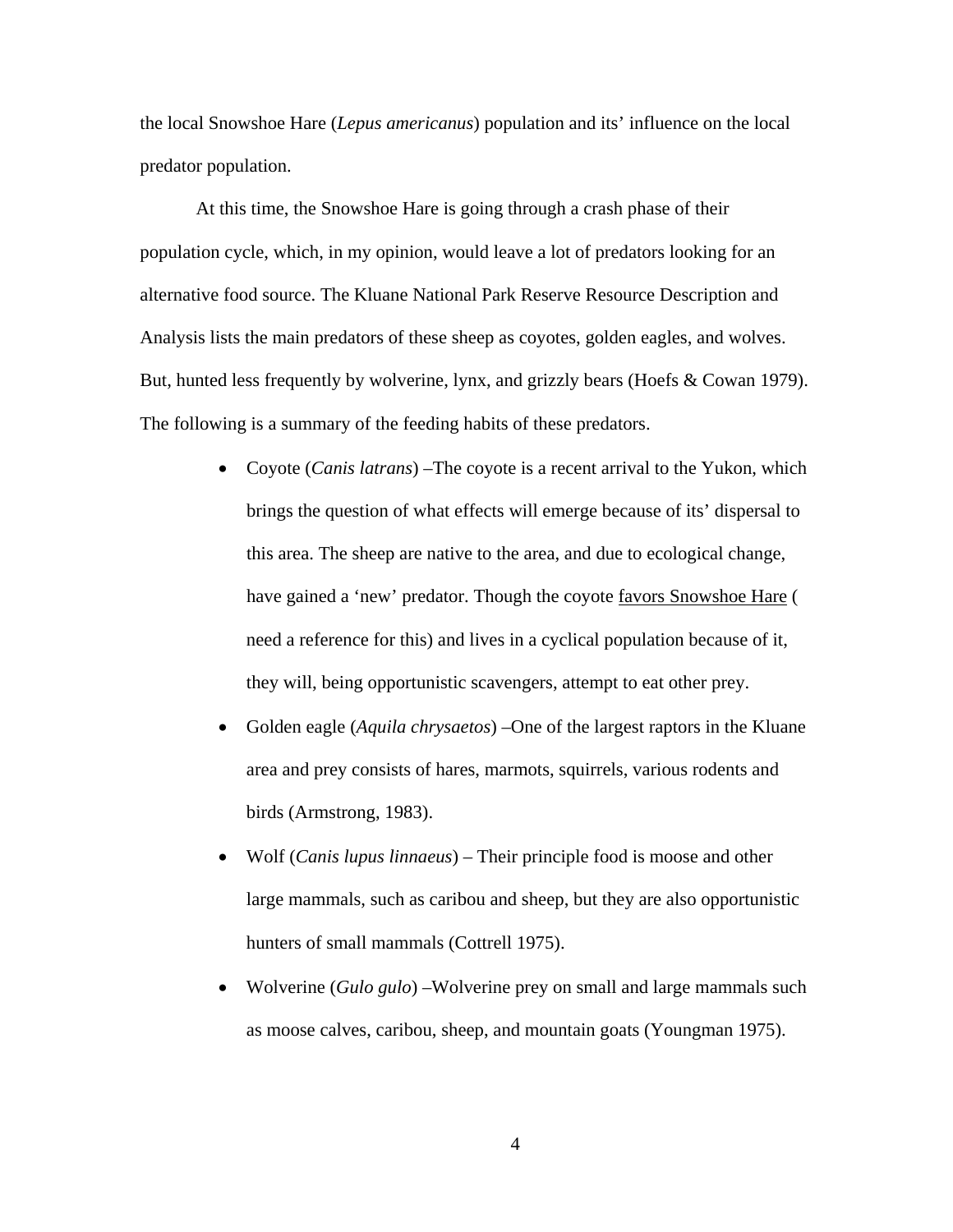the local Snowshoe Hare (*Lepus americanus*) population and its' influence on the local predator population.

At this time, the Snowshoe Hare is going through a crash phase of their population cycle, which, in my opinion, would leave a lot of predators looking for an alternative food source. The Kluane National Park Reserve Resource Description and Analysis lists the main predators of these sheep as coyotes, golden eagles, and wolves. But, hunted less frequently by wolverine, lynx, and grizzly bears (Hoefs & Cowan 1979). The following is a summary of the feeding habits of these predators.

- Coyote (*Canis latrans*) –The coyote is a recent arrival to the Yukon, which brings the question of what effects will emerge because of its' dispersal to this area. The sheep are native to the area, and due to ecological change, have gained a 'new' predator. Though the coyote <u>favors Snowshoe Hare</u> ( need a reference for this) and lives in a cyclical population because of it, they will, being opportunistic scavengers, attempt to eat other prey.
- Golden eagle (*Aquila chrysaetos*) –One of the largest raptors in the Kluane area and prey consists of hares, marmots, squirrels, various rodents and birds (Armstrong, 1983).
- Wolf (*Canis lupus linnaeus*) – Their principle food is moose and other large mammals, such as caribou and sheep, but they are also opportunistic hunters of small mammals (Cottrell 1975).
- Wolverine (*Gulo gulo*) –Wolverine prey on small and large mammals such as moose calves, caribou, sheep, and mountain goats (Youngman 1975).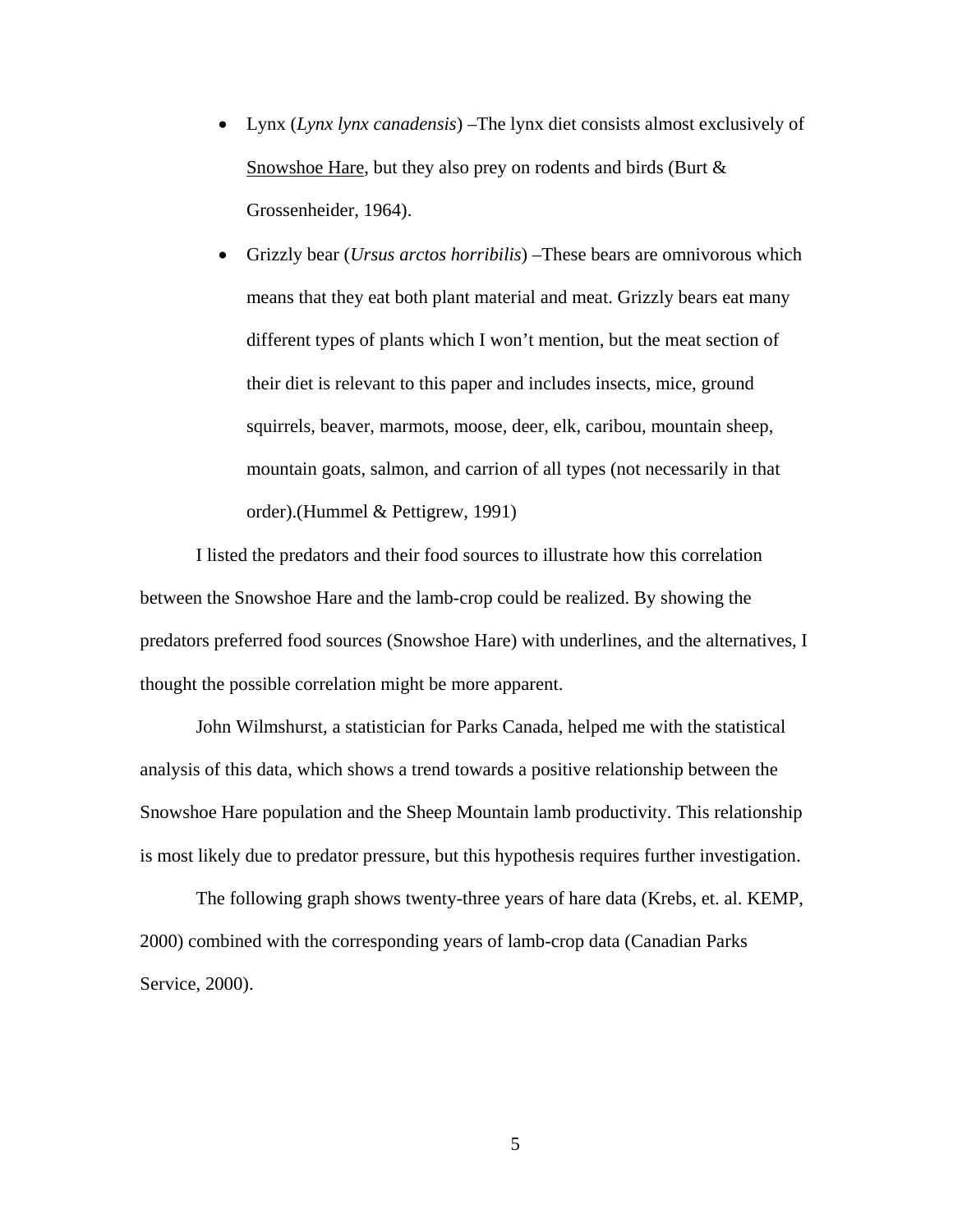- Lynx (*Lynx lynx canadensis*) –The lynx diet consists almost exclusively of <u>Snowshoe Hare</u>, but they also prey on rodents and birds (Burt & Grossenheider, 1964).
- Grizzly bear (*Ursus arctos horribilis*) –These bears are omnivorous which means that they eat both plant material and meat. Grizzly bears eat many different types of plants which I won't mention, but the meat section of their diet is relevant to this paper and includes insects, mice, ground squirrels, beaver, marmots, moose, deer, elk, caribou, mountain sheep, mountain goats, salmon, and carrion of all types (not necessarily in that order).(Hummel & Pettigrew, 1991)

I listed the predators and their food sources to illustrate how this correlation between the Snowshoe Hare and the lamb-crop could be realized. By showing the predators preferred food sources (Snowshoe Hare) with underlines, and the alternatives, I thought the possible correlation might be more apparent.

John Wilmshurst, a statistician for Parks Canada, helped me with the statistical analysis of this data, which shows a trend towards a positive relationship between the Snowshoe Hare population and the Sheep Mountain lamb productivity. This relationship is most likely due to predator pressure, but this hypothesis requires further investigation.

The following graph shows twenty-three years of hare data (Krebs, et. al. KEMP, 2000) combined with the corresponding years of lamb-crop data (Canadian Parks Service, 2000).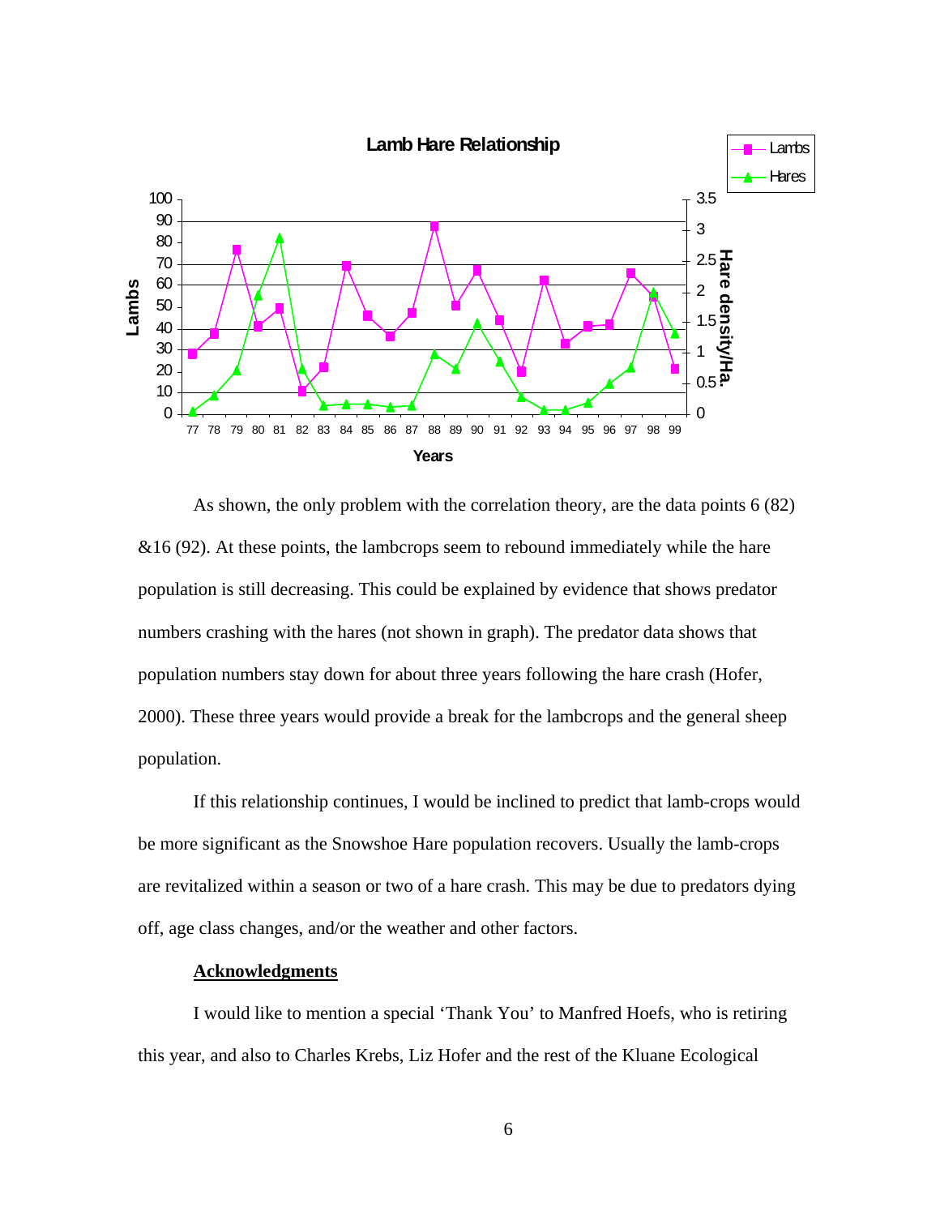As shown, the only problem with the correlation theory, are the data points 6 (82) &16 (92). At these points, the lambcrops seem to rebound immediately while the hare population is still decreasing. This could be explained by evidence that shows predator numbers crashing with the hares (not shown in graph). The predator data shows that population numbers stay down for about three years following the hare crash (Hofer, 2000). These three years would provide a break for the lambcrops and the general sheep population.

If this relationship continues, I would be inclined to predict that lamb-crops would be more significant as the Snowshoe Hare population recovers. Usually the lamb-crops are revitalized within a season or two of a hare crash. This may be due to predators dying off, age class changes, and/or the weather and other factors.

## Acknowledgments

I would like to mention a special 'Thank You' to Manfred Hoefs, who is retiring this year, and also to Charles Krebs, Liz Hofer and the rest of the Kluane Ecological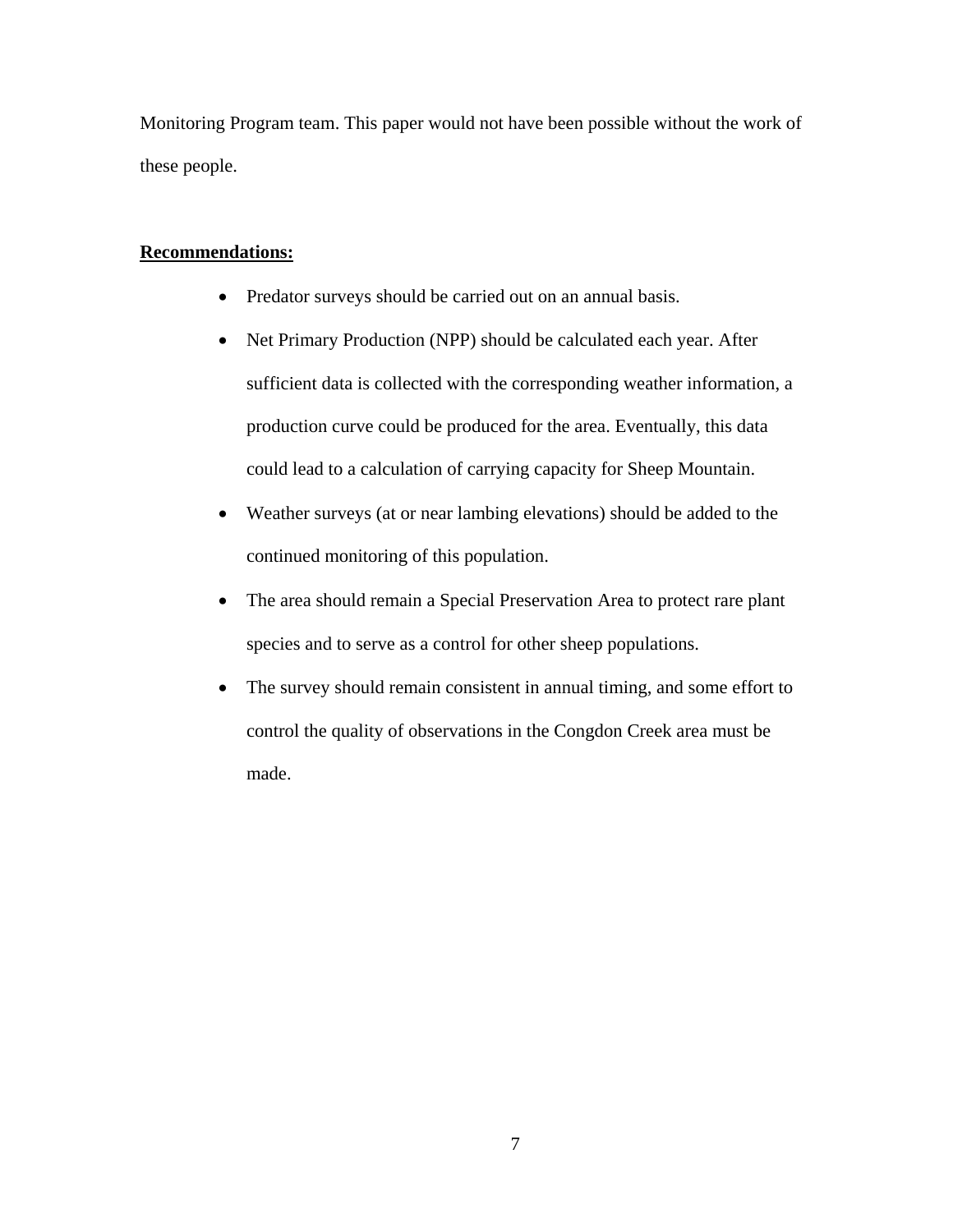Monitoring Program team. This paper would not have been possible without the work of these people.

**Recommendations:**

- Predator surveys should be carried out on an annual basis.
- Net Primary Production (NPP) should be calculated each year. After sufficient data is collected with the corresponding weather information, a production curve could be produced for the area. Eventually, this data could lead to a calculation of carrying capacity for Sheep Mountain.
- Weather surveys (at or near lambing elevations) should be added to the continued monitoring of this population.
- The area should remain a Special Preservation Area to protect rare plant species and to serve as a control for other sheep populations.
- The survey should remain consistent in annual timing, and some effort to control the quality of observations in the Congdon Creek area must be made.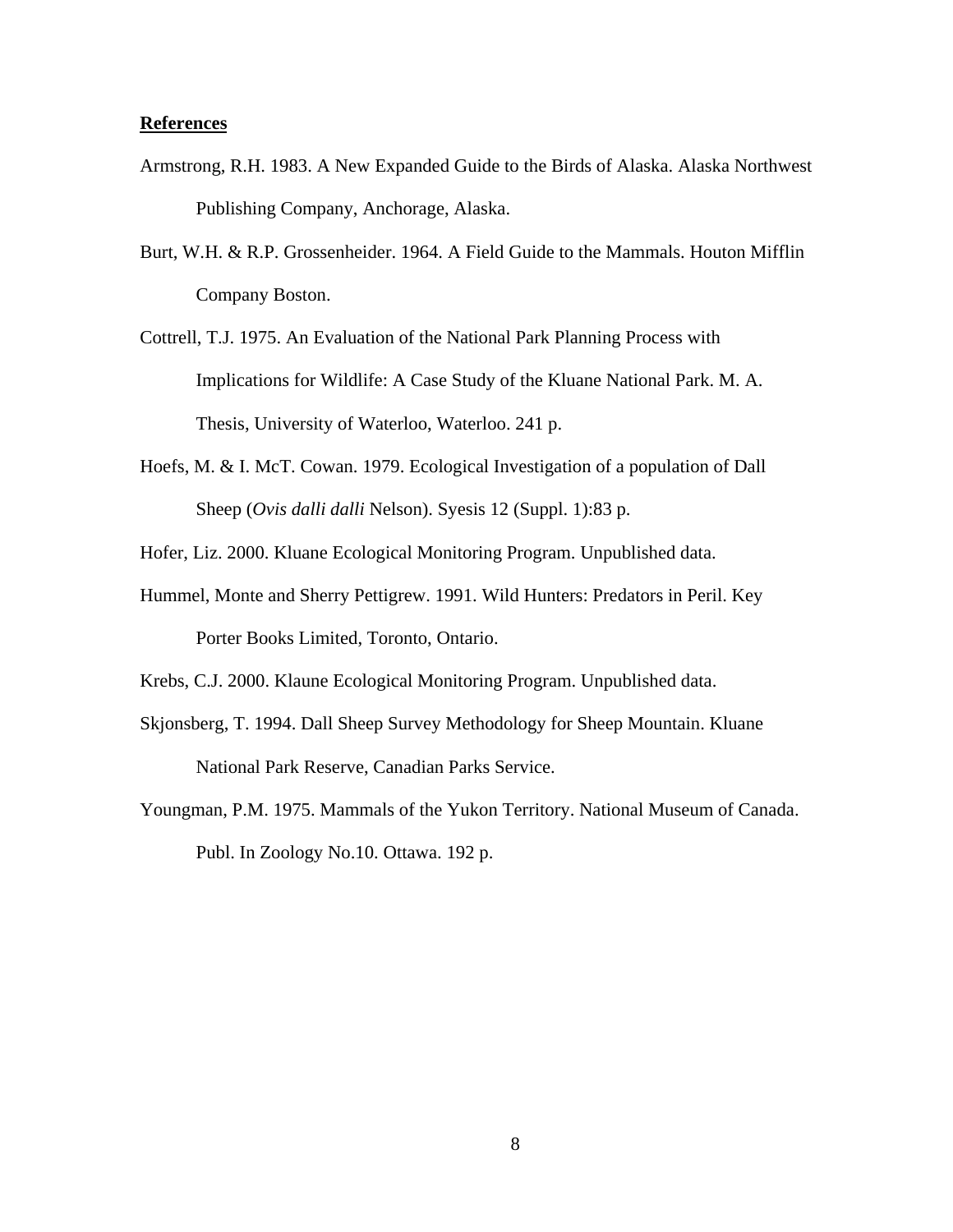## References

Armstrong, R.H. 1983. A New Expanded Guide to the Birds of Alaska. Alaska Northwest Publishing Company, Anchorage, Alaska.

Burt, W.H. & R.P. Grossenheider. 1964. A Field Guide to the Mammals. Houton Mifflin Company Boston.

Cottrell, T.J. 1975. An Evaluation of the National Park Planning Process with Implications for Wildlife: A Case Study of the Kluane National Park. M. A. Thesis, University of Waterloo, Waterloo. 241 p.

Hoefs, M. & I. McT. Cowan. 1979. Ecological Investigation of a population of Dall Sheep (*Ovis dalli dalli* Nelson). Syesis 12 (Suppl. 1):83 p.

Hofer, Liz. 2000. Kluane Ecological Monitoring Program. Unpublished data.

Hummel, Monte and Sherry Pettigrew. 1991. Wild Hunters: Predators in Peril. Key Porter Books Limited, Toronto, Ontario.

Krebs, C.J. 2000. Klaune Ecological Monitoring Program. Unpublished data.

Skjonsberg, T. 1994. Dall Sheep Survey Methodology for Sheep Mountain. Kluane National Park Reserve, Canadian Parks Service.

Youngman, P.M. 1975. Mammals of the Yukon Territory. National Museum of Canada. Publ. In Zoology No.10. Ottawa. 192 p.